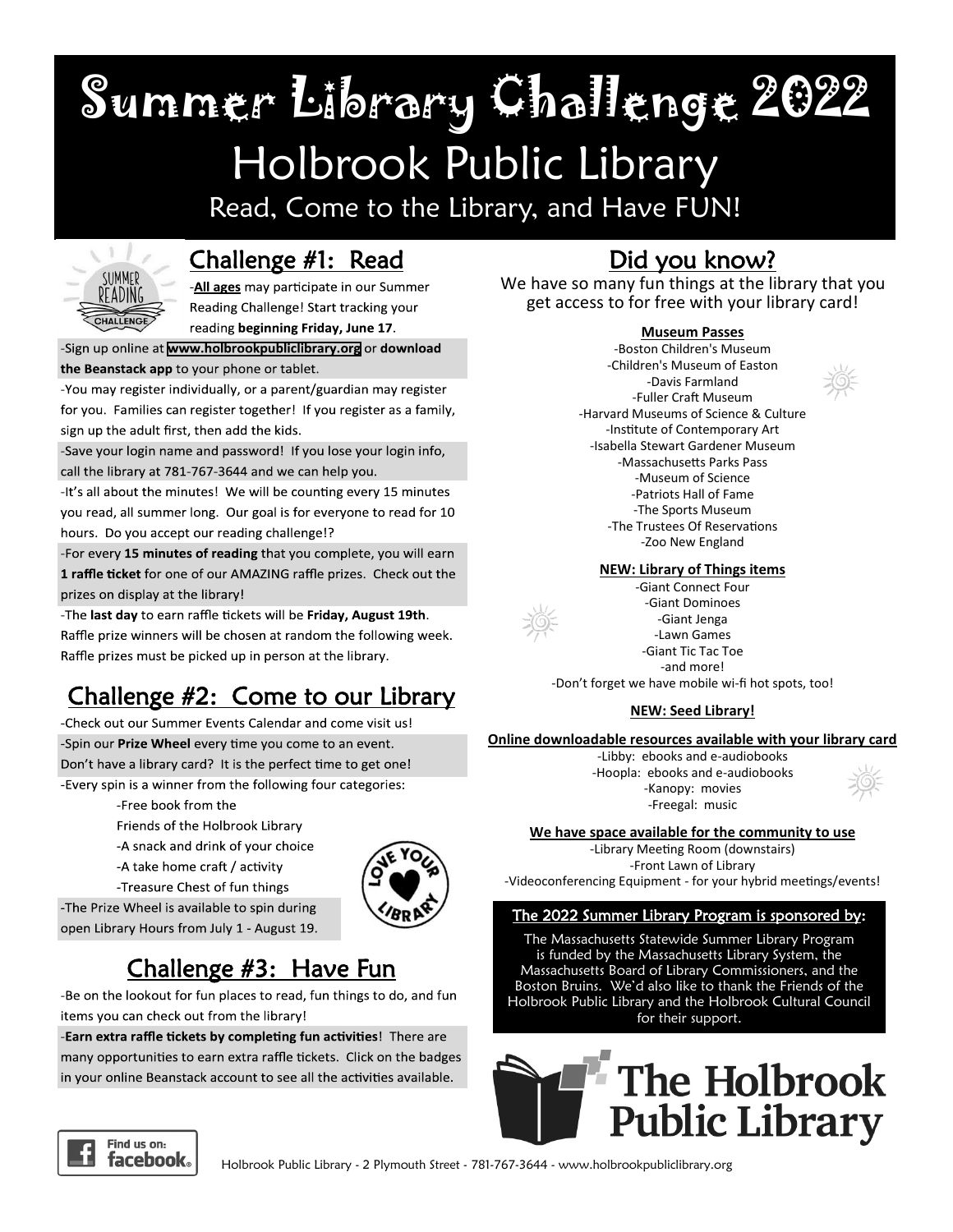# Summer Library Challenge 2022

## Holbrook Public Library

Read, Come to the Library, and Have FUN!

## Challenge #1: Read

-**All ages** may participate in our Summer Reading Challenge! Start tracking your reading **beginning Friday, June 17**.

-Sign up online at www.holbrookpubliclibrary.org or **download the Beanstack app** to your phone or tablet.

-You may register individually, or a parent/guardian may register for you. Families can register together! If you register as a family, sign up the adult first, then add the kids.

-Save your login name and password! If you lose your login info, call the library at 781-767-3644 and we can help you.

-It's all about the minutes! We will be counting every 15 minutes you read, all summer long. Our goal is for everyone to read for 10 hours. Do you accept our reading challenge!?

-For every **15 minutes of reading** that you complete, you will earn **1 raffle ticket** for one of our AMAZING raffle prizes. Check out the prizes on display at the library!

-The **last day** to earn raffle tickets will be **Friday, August 19th**. Raffle prize winners will be chosen at random the following week. Raffle prizes must be picked up in person at the library.

## Challenge #2: Come to our Library

-Check out our Summer Events Calendar and come visit us!

-Spin our **Prize Wheel** every time you come to an event. Don't have a library card? It is the perfect time to get one!

-Every spin is a winner from the following four categories:

- -Free book from the Friends of the Holbrook Library
- -A snack and drink of your choice
- -A take home craft / activity
- -Treasure Chest of fun things

-The Prize Wheel is available to spin during open Library Hours from July 1 - August 19.

## Challenge #3: Have Fun

-Be on the lookout for fun places to read, fun things to do, and fun items you can check out from the library!

-**Earn extra raffle tickets by completing fun activities**! There are many opportunities to earn extra raffle tickets. Click on the badges in your online Beanstack account to see all the activities available.

## Did you know?

We have so many fun things at the library that you get access to for free with your library card!

**Museum Passes**

-Boston Children's Museum
-Children's Museum of Easton
-Davis Farmland
-Fuller Craft Museum
-Harvard Museums of Science & Culture
-Institute of Contemporary Art
-Isabella Stewart Gardener Museum
-Massachusetts Parks Pass
-Museum of Science
-Patriots Hall of Fame
-The Sports Museum
-The Trustees Of Reservations
-Zoo New England

**NEW: Library of Things items**

-Giant Connect Four
-Giant Dominoes
-Giant Jenga
-Lawn Games
-Giant Tic Tac Toe
-and more!
-Don't forget we have mobile wi-fi hot spots, too!

**NEW: Seed Library!**

**Online downloadable resources available with your library card**

-Libby: ebooks and e-audiobooks
-Hoopla: ebooks and e-audiobooks
-Kanopy: movies
-Freegal: music

**We have space available for the community to use**

-Library Meeting Room (downstairs)
-Front Lawn of Library
-Videoconferencing Equipment - for your hybrid meetings/events!

### The 2022 Summer Library Program is sponsored by:

The Massachusetts Statewide Summer Library Program is funded by the Massachusetts Library System, the Massachusetts Board of Library Commissioners, and the Boston Bruins. We'd also like to thank the Friends of the Holbrook Public Library and the Holbrook Cultural Council for their support.

The Holbrook Public Library

Find us on: facebook

Holbrook Public Library - 2 Plymouth Street - 781-767-3644 - www.holbrookpubliclibrary.org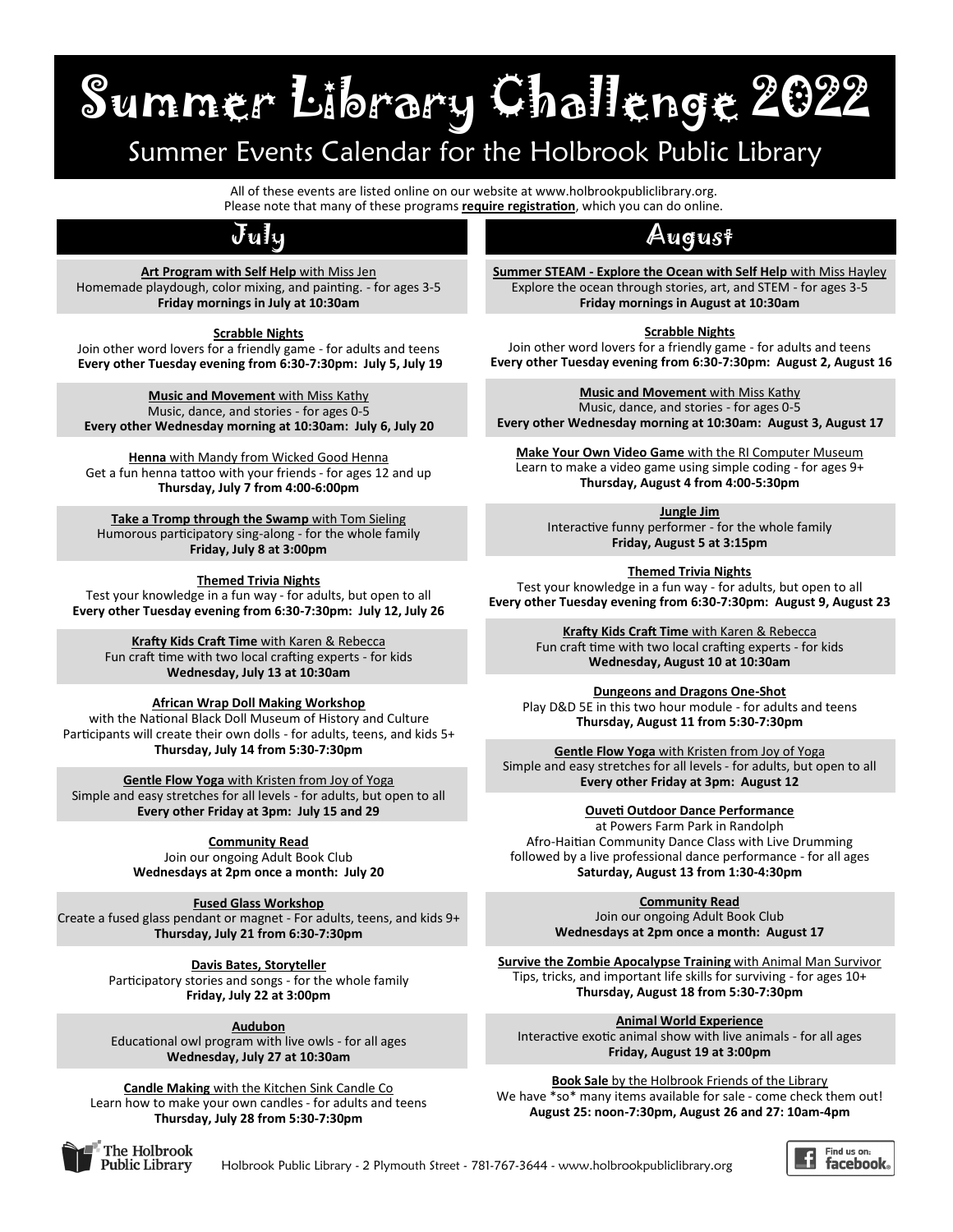# Summer Library Challenge 2022

## Summer Events Calendar for the Holbrook Public Library

All of these events are listed online on our website at www.holbrookpubliclibrary.org.
Please note that many of these programs **require registration**, which you can do online.

## July

**Art Program with Self Help** with Miss Jen
Homemade playdough, color mixing, and painting. - for ages 3-5
**Friday mornings in July at 10:30am**

**Scrabble Nights**
Join other word lovers for a friendly game - for adults and teens
**Every other Tuesday evening from 6:30-7:30pm: July 5, July 19**

**Music and Movement** with Miss Kathy
Music, dance, and stories - for ages 0-5
**Every other Wednesday morning at 10:30am: July 6, July 20**

**Henna** with Mandy from Wicked Good Henna
Get a fun henna tattoo with your friends - for ages 12 and up
**Thursday, July 7 from 4:00-6:00pm**

**Take a Tromp through the Swamp** with Tom Sieling
Humorous participatory sing-along - for the whole family
**Friday, July 8 at 3:00pm**

**Themed Trivia Nights**
Test your knowledge in a fun way - for adults, but open to all
**Every other Tuesday evening from 6:30-7:30pm: July 12, July 26**

**Krafty Kids Craft Time** with Karen & Rebecca
Fun craft time with two local crafting experts - for kids
**Wednesday, July 13 at 10:30am**

**African Wrap Doll Making Workshop**
with the National Black Doll Museum of History and Culture
Participants will create their own dolls - for adults, teens, and kids 5+
**Thursday, July 14 from 5:30-7:30pm**

**Gentle Flow Yoga** with Kristen from Joy of Yoga
Simple and easy stretches for all levels - for adults, but open to all
**Every other Friday at 3pm: July 15 and 29**

**Community Read**
Join our ongoing Adult Book Club
**Wednesdays at 2pm once a month: July 20**

**Fused Glass Workshop**
Create a fused glass pendant or magnet - For adults, teens, and kids 9+
**Thursday, July 21 from 6:30-7:30pm**

**Davis Bates, Storyteller**
Participatory stories and songs - for the whole family
**Friday, July 22 at 3:00pm**

**Audubon**
Educational owl program with live owls - for all ages
**Wednesday, July 27 at 10:30am**

**Candle Making** with the Kitchen Sink Candle Co
Learn how to make your own candles - for adults and teens
**Thursday, July 28 from 5:30-7:30pm**

## August

**Summer STEAM - Explore the Ocean with Self Help** with Miss Hayley
Explore the ocean through stories, art, and STEM - for ages 3-5
**Friday mornings in August at 10:30am**

**Scrabble Nights**
Join other word lovers for a friendly game - for adults and teens
**Every other Tuesday evening from 6:30-7:30pm: August 2, August 16**

**Music and Movement** with Miss Kathy
Music, dance, and stories - for ages 0-5
**Every other Wednesday morning at 10:30am: August 3, August 17**

**Make Your Own Video Game** with the RI Computer Museum
Learn to make a video game using simple coding - for ages 9+
**Thursday, August 4 from 4:00-5:30pm**

**Jungle Jim**
Interactive funny performer - for the whole family
**Friday, August 5 at 3:15pm**

**Themed Trivia Nights**
Test your knowledge in a fun way - for adults, but open to all
**Every other Tuesday evening from 6:30-7:30pm: August 9, August 23**

**Krafty Kids Craft Time** with Karen & Rebecca
Fun craft time with two local crafting experts - for kids
**Wednesday, August 10 at 10:30am**

**Dungeons and Dragons One-Shot**
Play D&D 5E in this two hour module - for adults and teens
**Thursday, August 11 from 5:30-7:30pm**

**Gentle Flow Yoga** with Kristen from Joy of Yoga
Simple and easy stretches for all levels - for adults, but open to all
**Every other Friday at 3pm: August 12**

**Ouveti Outdoor Dance Performance**
at Powers Farm Park in Randolph
Afro-Haitian Community Dance Class with Live Drumming
followed by a live professional dance performance - for all ages
**Saturday, August 13 from 1:30-4:30pm**

**Community Read**
Join our ongoing Adult Book Club
**Wednesdays at 2pm once a month: August 17**

**Survive the Zombie Apocalypse Training** with Animal Man Survivor
Tips, tricks, and important life skills for surviving - for ages 10+
**Thursday, August 18 from 5:30-7:30pm**

**Animal World Experience**
Interactive exotic animal show with live animals - for all ages
**Friday, August 19 at 3:00pm**

**Book Sale** by the Holbrook Friends of the Library
We have *so* many items available for sale - come check them out!
**August 25: noon-7:30pm, August 26 and 27: 10am-4pm**

The Holbrook Public Library

Holbrook Public Library - 2 Plymouth Street - 781-767-3644 - www.holbrookpubliclibrary.org

Find us on: facebook